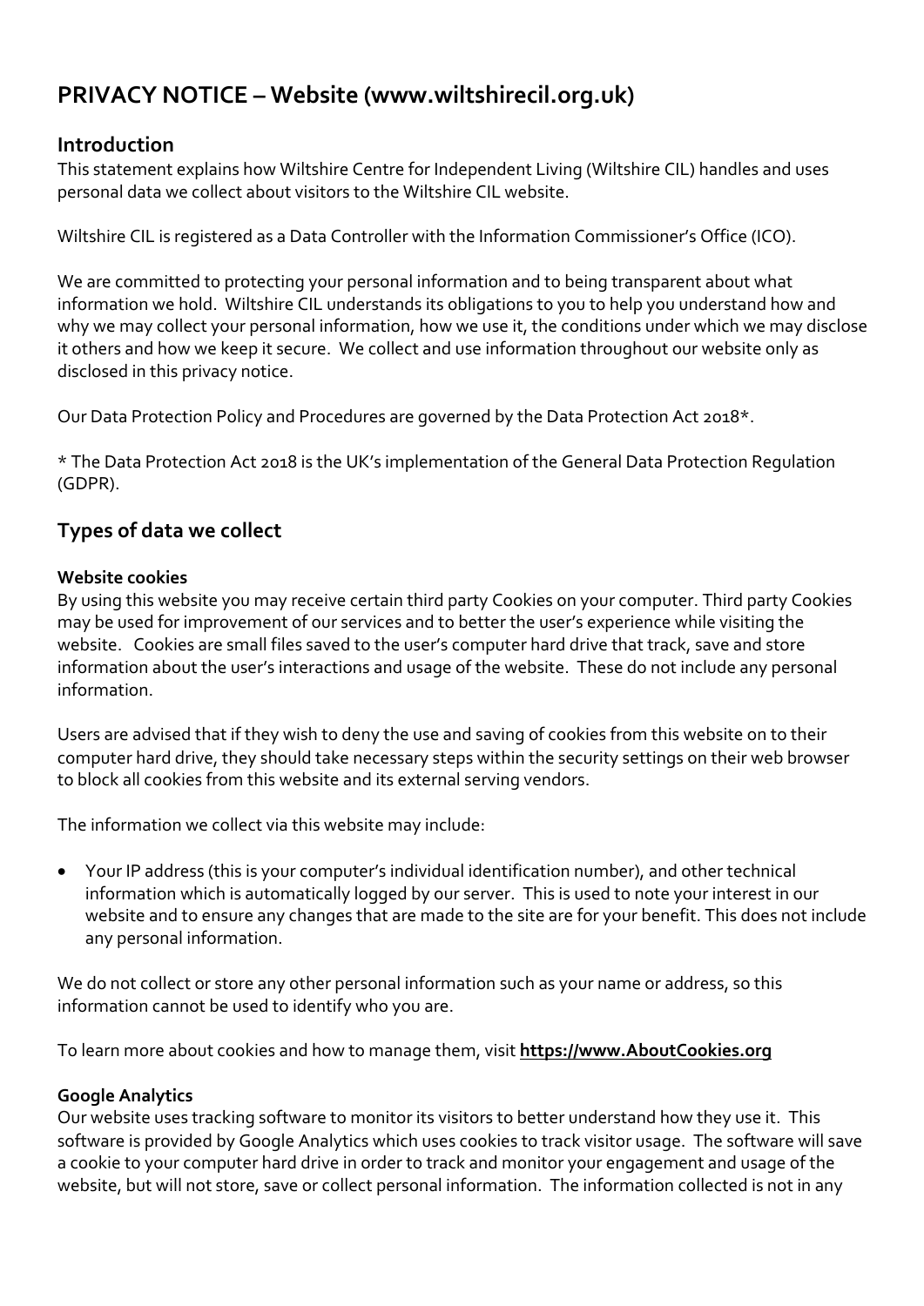# PRIVACY NOTICE – Website (www.wiltshirecil.org.uk)

## Introduction

This statement explains how Wiltshire Centre for Independent Living (Wiltshire CIL) handles and uses personal data we collect about visitors to the Wiltshire CIL website.

Wiltshire CIL is registered as a Data Controller with the Information Commissioner's Office (ICO).

We are committed to protecting your personal information and to being transparent about what information we hold. Wiltshire CIL understands its obligations to you to help you understand how and why we may collect your personal information, how we use it, the conditions under which we may disclose it others and how we keep it secure. We collect and use information throughout our website only as disclosed in this privacy notice.

Our Data Protection Policy and Procedures are governed by the Data Protection Act 2018*.

* The Data Protection Act 2018 is the UK's implementation of the General Data Protection Regulation (GDPR).

## Types of data we collect

**Website cookies**

By using this website you may receive certain third party Cookies on your computer. Third party Cookies may be used for improvement of our services and to better the user's experience while visiting the website. Cookies are small files saved to the user's computer hard drive that track, save and store information about the user's interactions and usage of the website. These do not include any personal information.

Users are advised that if they wish to deny the use and saving of cookies from this website on to their computer hard drive, they should take necessary steps within the security settings on their web browser to block all cookies from this website and its external serving vendors.

The information we collect via this website may include:

- Your IP address (this is your computer's individual identification number), and other technical information which is automatically logged by our server. This is used to note your interest in our website and to ensure any changes that are made to the site are for your benefit. This does not include any personal information.

We do not collect or store any other personal information such as your name or address, so this information cannot be used to identify who you are.

To learn more about cookies and how to manage them, visit **https://www.AboutCookies.org**

**Google Analytics**

Our website uses tracking software to monitor its visitors to better understand how they use it. This software is provided by Google Analytics which uses cookies to track visitor usage. The software will save a cookie to your computer hard drive in order to track and monitor your engagement and usage of the website, but will not store, save or collect personal information. The information collected is not in any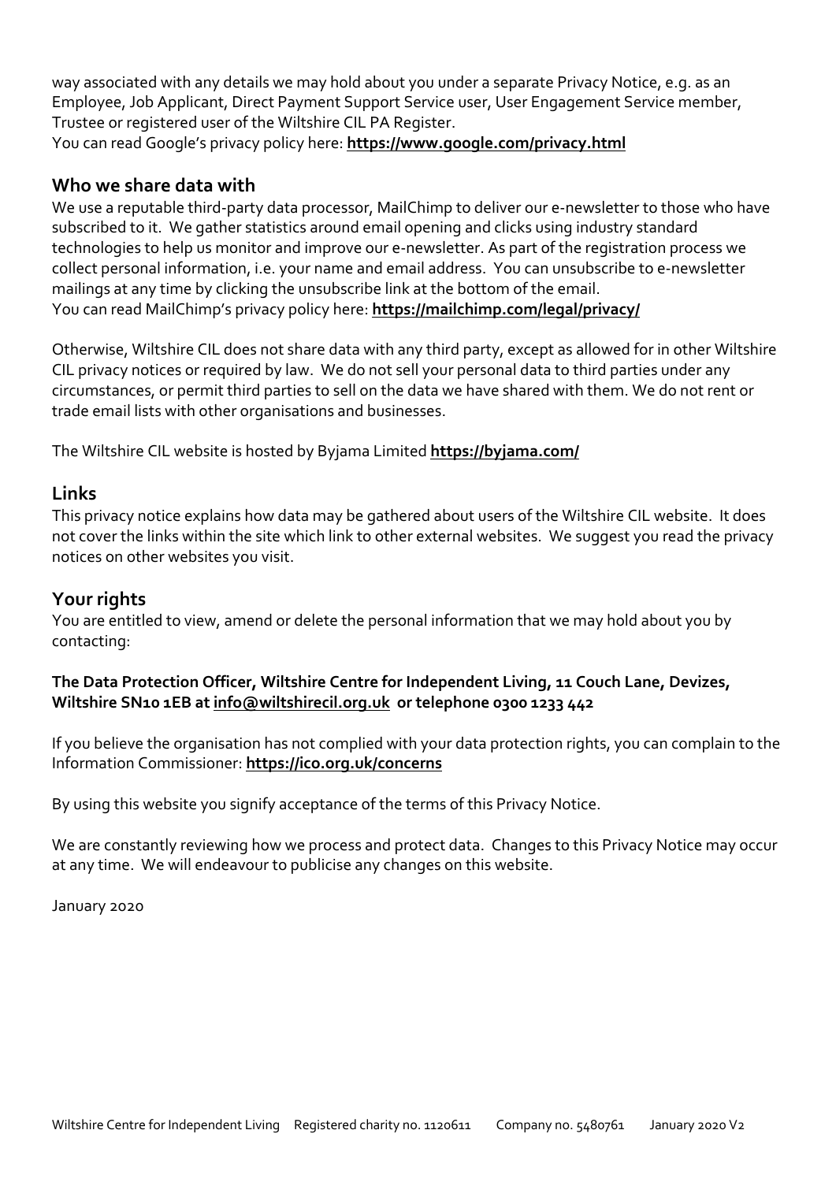way associated with any details we may hold about you under a separate Privacy Notice, e.g. as an Employee, Job Applicant, Direct Payment Support Service user, User Engagement Service member, Trustee or registered user of the Wiltshire CIL PA Register.
You can read Google's privacy policy here: **https://www.google.com/privacy.html**

## Who we share data with

We use a reputable third-party data processor, MailChimp to deliver our e-newsletter to those who have subscribed to it. We gather statistics around email opening and clicks using industry standard technologies to help us monitor and improve our e-newsletter. As part of the registration process we collect personal information, i.e. your name and email address. You can unsubscribe to e-newsletter mailings at any time by clicking the unsubscribe link at the bottom of the email.
You can read MailChimp's privacy policy here: **https://mailchimp.com/legal/privacy/**

Otherwise, Wiltshire CIL does not share data with any third party, except as allowed for in other Wiltshire CIL privacy notices or required by law. We do not sell your personal data to third parties under any circumstances, or permit third parties to sell on the data we have shared with them. We do not rent or trade email lists with other organisations and businesses.

The Wiltshire CIL website is hosted by Byjama Limited **https://byjama.com/**

## Links

This privacy notice explains how data may be gathered about users of the Wiltshire CIL website. It does not cover the links within the site which link to other external websites. We suggest you read the privacy notices on other websites you visit.

## Your rights

You are entitled to view, amend or delete the personal information that we may hold about you by contacting:

**The Data Protection Officer, Wiltshire Centre for Independent Living, 11 Couch Lane, Devizes, Wiltshire SN10 1EB at info@wiltshirecil.org.uk or telephone 0300 1233 442**

If you believe the organisation has not complied with your data protection rights, you can complain to the Information Commissioner: **https://ico.org.uk/concerns**

By using this website you signify acceptance of the terms of this Privacy Notice.

We are constantly reviewing how we process and protect data. Changes to this Privacy Notice may occur at any time. We will endeavour to publicise any changes on this website.

January 2020